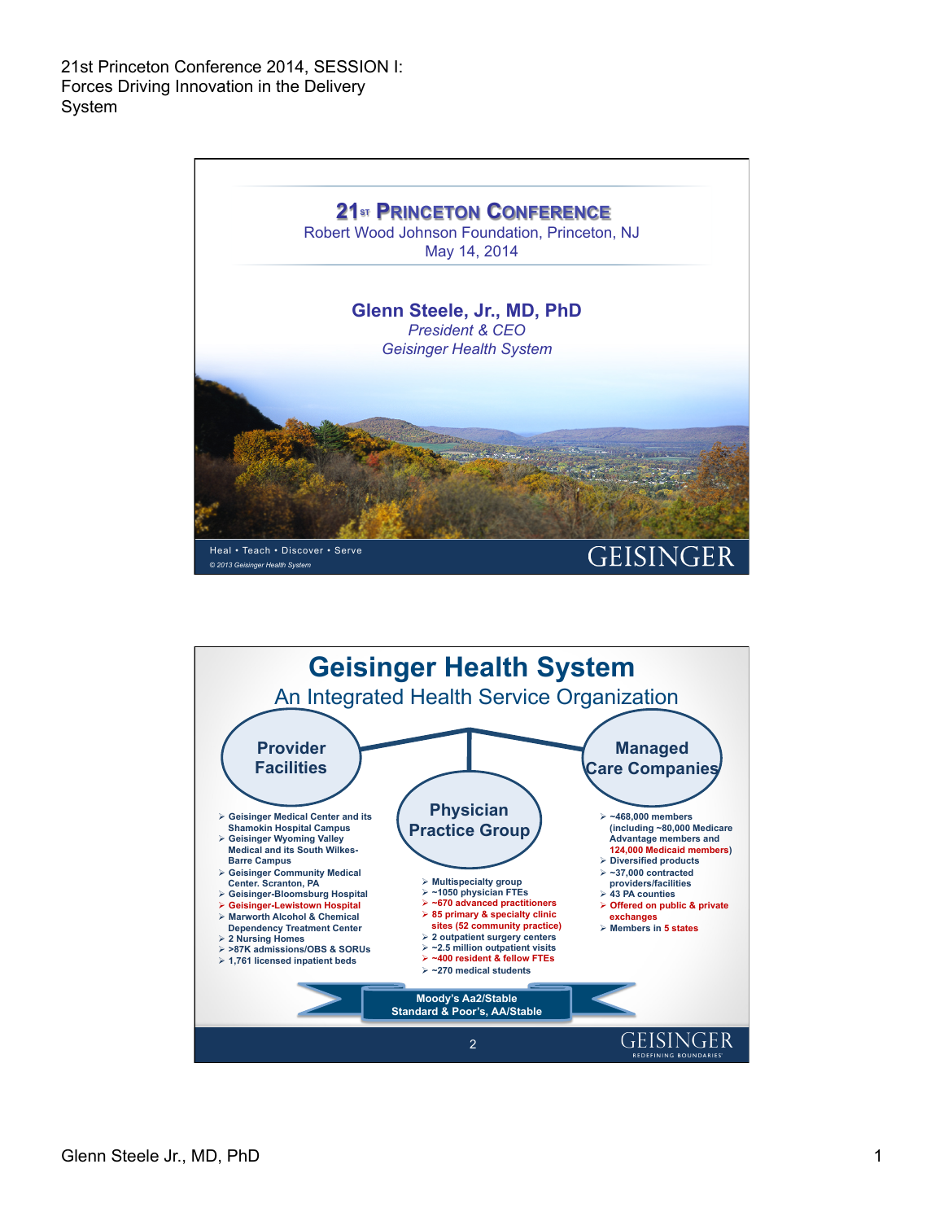21st Princeton Conference 2014, SESSION I: Forces Driving Innovation in the Delivery System

# 21ST PRINCETON CONFERENCE

Robert Wood Johnson Foundation, Princeton, NJ
May 14, 2014

**Glenn Steele, Jr., MD, PhD**
*President & CEO*
*Geisinger Health System*

Heal • Teach • Discover • Serve

*© 2013 Geisinger Health System*

GEISINGER

# Geisinger Health System

## An Integrated Health Service Organization

### Provider Facilities

- Geisinger Medical Center and its Shamokin Hospital Campus
- Geisinger Wyoming Valley Medical and its South Wilkes-Barre Campus
- Geisinger Community Medical Center. Scranton, PA
- Geisinger-Bloomsburg Hospital
- Geisinger-Lewistown Hospital
- Marworth Alcohol & Chemical Dependency Treatment Center
- 2 Nursing Homes
- >87K admissions/OBS & SORUs
- 1,761 licensed inpatient beds

### Physician Practice Group

- Multispecialty group
- ~1050 physician FTEs
- ~670 advanced practitioners
- 85 primary & specialty clinic sites (52 community practice)
- 2 outpatient surgery centers
- ~2.5 million outpatient visits
- ~400 resident & fellow FTEs
- ~270 medical students

### Managed Care Companies

- ~468,000 members (including ~80,000 Medicare Advantage members and 124,000 Medicaid members)
- Diversified products
- ~37,000 contracted providers/facilities
- 43 PA counties
- Offered on public & private exchanges
- Members in 5 states

Moody's Aa2/Stable
Standard & Poor's, AA/Stable

GEISINGER
REDEFINING BOUNDARIES

Glenn Steele Jr., MD, PhD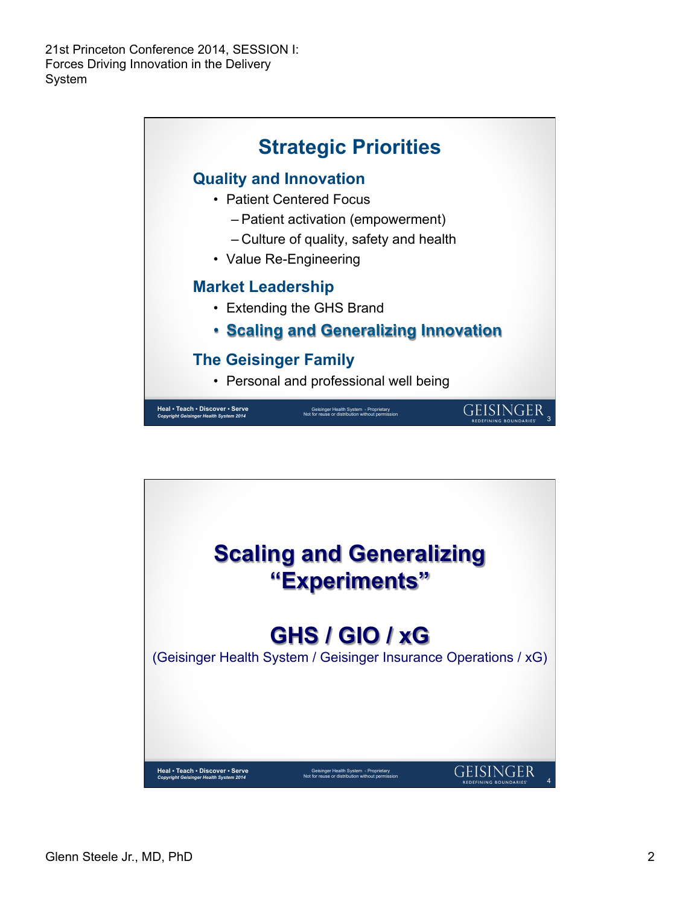## Strategic Priorities

### Quality and Innovation

- Patient Centered Focus
  - Patient activation (empowerment)
  - Culture of quality, safety and health
- Value Re-Engineering

### Market Leadership

- Extending the GHS Brand
- **Scaling and Generalizing Innovation**

### The Geisinger Family

- Personal and professional well being

## Scaling and Generalizing "Experiments"

## GHS / GIO / xG

(Geisinger Health System / Geisinger Insurance Operations / xG)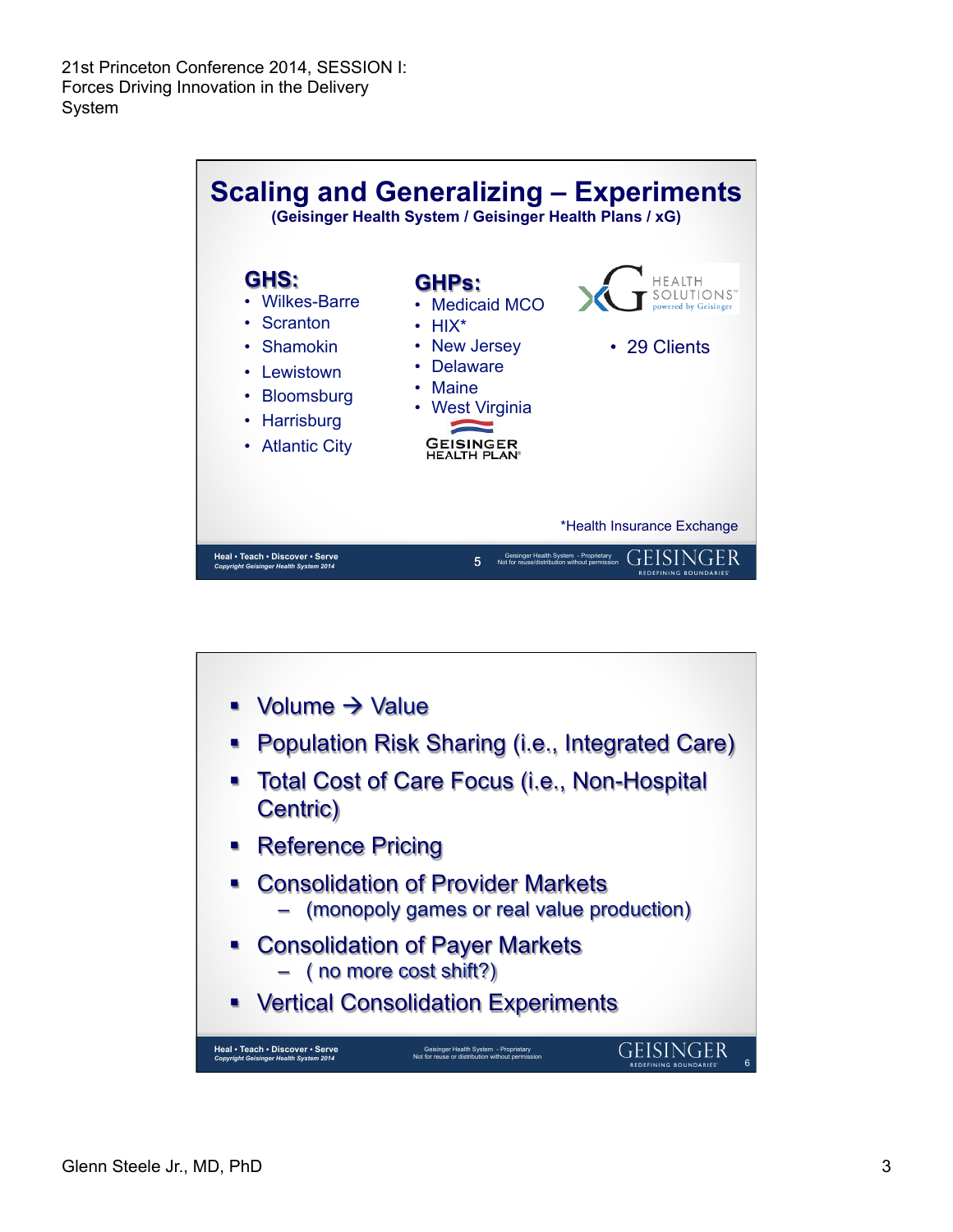# Scaling and Generalizing – Experiments

**(Geisinger Health System / Geisinger Health Plans / xG)**

**GHS:**
- Wilkes-Barre
- Scranton
- Shamokin
- Lewistown
- Bloomsburg
- Harrisburg
- Atlantic City

**GHPs:**
- Medicaid MCO
- HIX*
- New Jersey
- Delaware
- Maine
- West Virginia

GEISINGER HEALTH PLAN

xG HEALTH SOLUTIONS powered by Geisinger

- 29 Clients

*Health Insurance Exchange

---

- Volume → Value
- Population Risk Sharing (i.e., Integrated Care)
- Total Cost of Care Focus (i.e., Non-Hospital Centric)
- Reference Pricing
- Consolidation of Provider Markets
  - (monopoly games or real value production)
- Consolidation of Payer Markets
  - ( no more cost shift?)
- Vertical Consolidation Experiments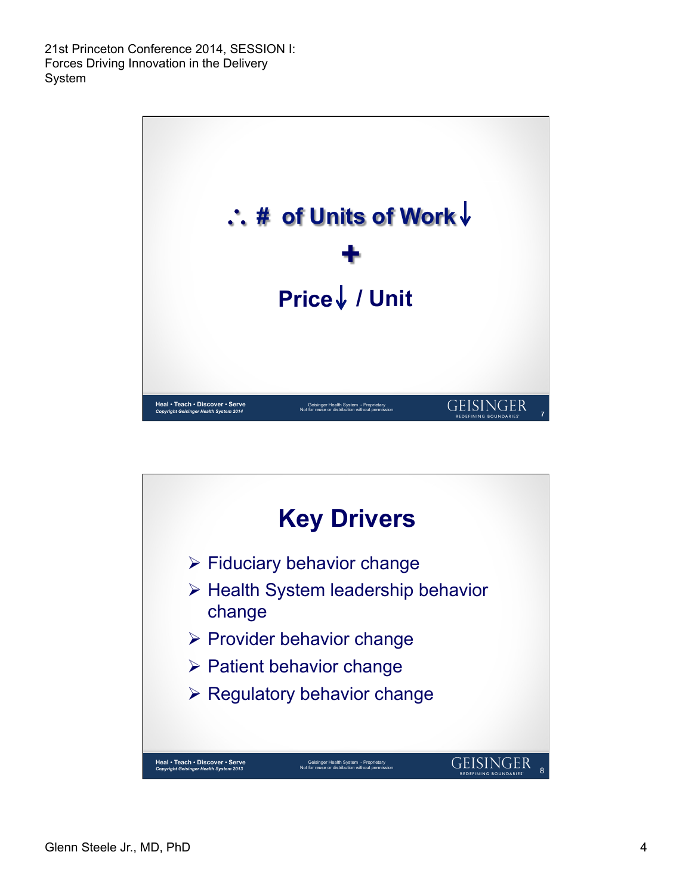∴ # of Units of Work ↓

+

Price ↓ / Unit

## Key Drivers

- Fiduciary behavior change
- Health System leadership behavior change
- Provider behavior change
- Patient behavior change
- Regulatory behavior change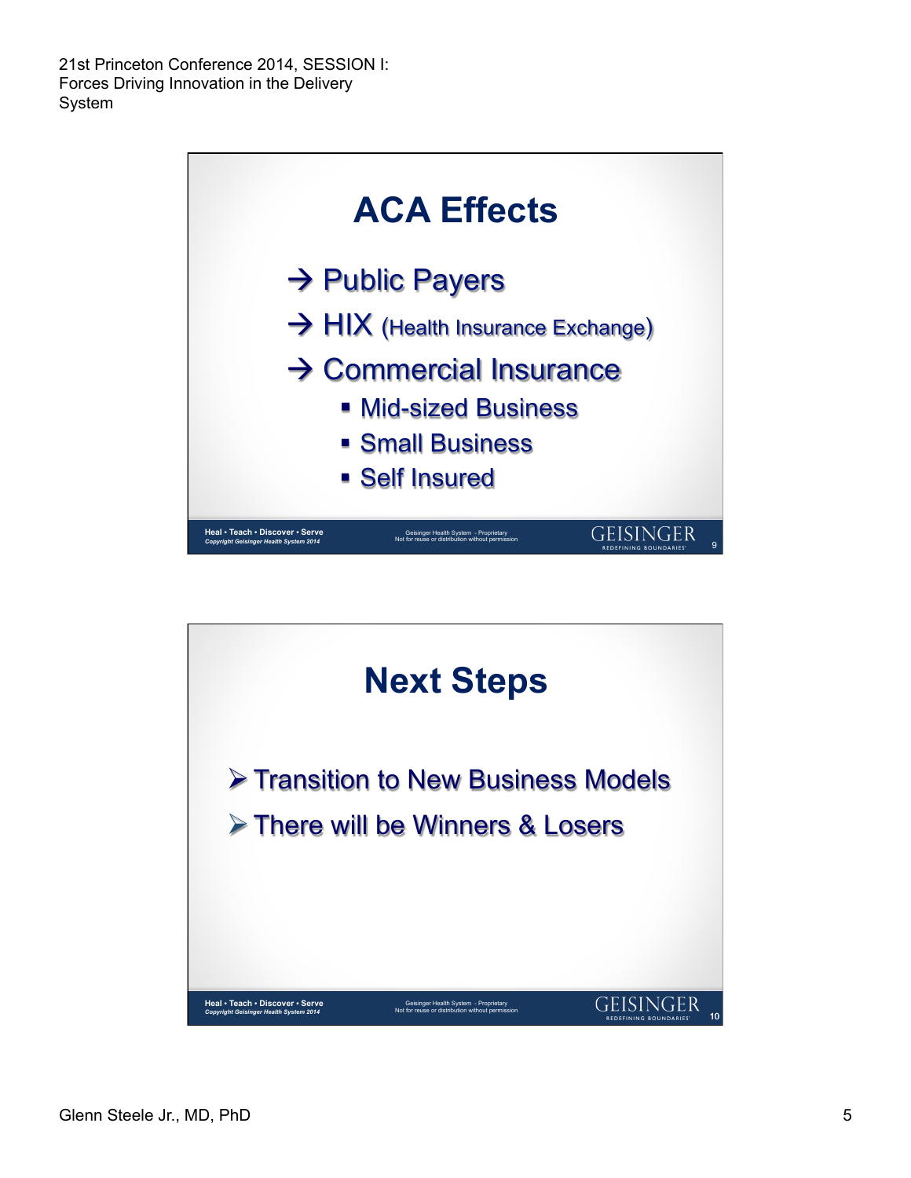## ACA Effects

→ Public Payers

→ HIX (Health Insurance Exchange)

→ Commercial Insurance

- Mid-sized Business
- Small Business
- Self Insured

Heal • Teach • Discover • Serve
*Copyright Geisinger Health System 2014*

Geisinger Health System - Proprietary
Not for reuse or distribution without permission

GEISINGER
REDEFINING BOUNDARIES

## Next Steps

- Transition to New Business Models
- There will be Winners & Losers

Heal • Teach • Discover • Serve
*Copyright Geisinger Health System 2014*

Geisinger Health System - Proprietary
Not for reuse or distribution without permission

GEISINGER
REDEFINING BOUNDARIES